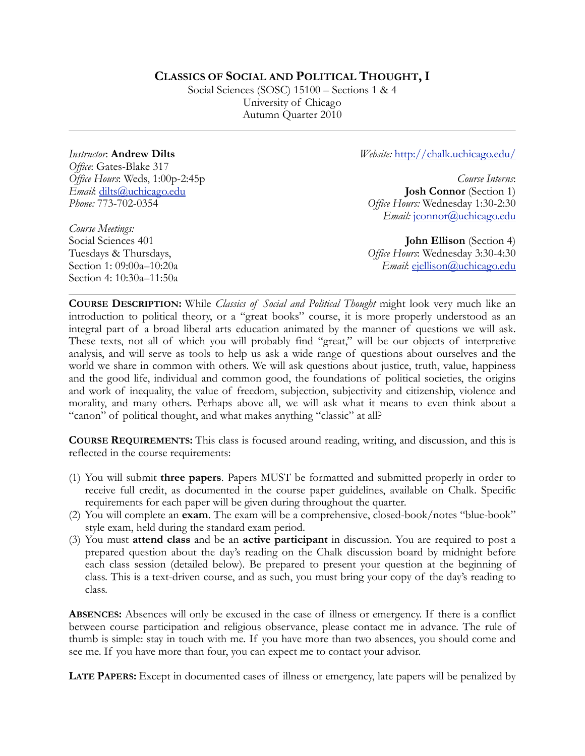# CLASSICS OF SOCIAL AND POLITICAL THOUGHT, I

Social Sciences (SOSC) 15100 – Sections 1 & 4
University of Chicago
Autumn Quarter 2010

---

*Instructor*: **Andrew Dilts**
*Office*: Gates-Blake 317
*Office Hours*: Weds, 1:00p-2:45p
*Email*: dilts@uchicago.edu
*Phone:* 773-702-0354

*Course Meetings:*
Social Sciences 401
Tuesdays & Thursdays,
Section 1: 09:00a–10:20a
Section 4: 10:30a–11:50a

*Website:* http://chalk.uchicago.edu/

*Course Interns*:
**Josh Connor** (Section 1)
*Office Hours:* Wednesday 1:30-2:30
*Email:* jconnor@uchicago.edu

**John Ellison** (Section 4)
*Office Hours*: Wednesday 3:30-4:30
*Email*: ejellison@uchicago.edu

---

**COURSE DESCRIPTION:** While *Classics of Social and Political Thought* might look very much like an introduction to political theory, or a "great books" course, it is more properly understood as an integral part of a broad liberal arts education animated by the manner of questions we will ask. These texts, not all of which you will probably find "great," will be our objects of interpretive analysis, and will serve as tools to help us ask a wide range of questions about ourselves and the world we share in common with others. We will ask questions about justice, truth, value, happiness and the good life, individual and common good, the foundations of political societies, the origins and work of inequality, the value of freedom, subjection, subjectivity and citizenship, violence and morality, and many others. Perhaps above all, we will ask what it means to even think about a "canon" of political thought, and what makes anything "classic" at all?

**COURSE REQUIREMENTS:** This class is focused around reading, writing, and discussion, and this is reflected in the course requirements:

(1) You will submit **three papers**. Papers MUST be formatted and submitted properly in order to receive full credit, as documented in the course paper guidelines, available on Chalk. Specific requirements for each paper will be given during throughout the quarter.
(2) You will complete an **exam**. The exam will be a comprehensive, closed-book/notes "blue-book" style exam, held during the standard exam period.
(3) You must **attend class** and be an **active participant** in discussion. You are required to post a prepared question about the day's reading on the Chalk discussion board by midnight before each class session (detailed below). Be prepared to present your question at the beginning of class. This is a text-driven course, and as such, you must bring your copy of the day's reading to class.

**ABSENCES:** Absences will only be excused in the case of illness or emergency. If there is a conflict between course participation and religious observance, please contact me in advance. The rule of thumb is simple: stay in touch with me. If you have more than two absences, you should come and see me. If you have more than four, you can expect me to contact your advisor.

**LATE PAPERS:** Except in documented cases of illness or emergency, late papers will be penalized by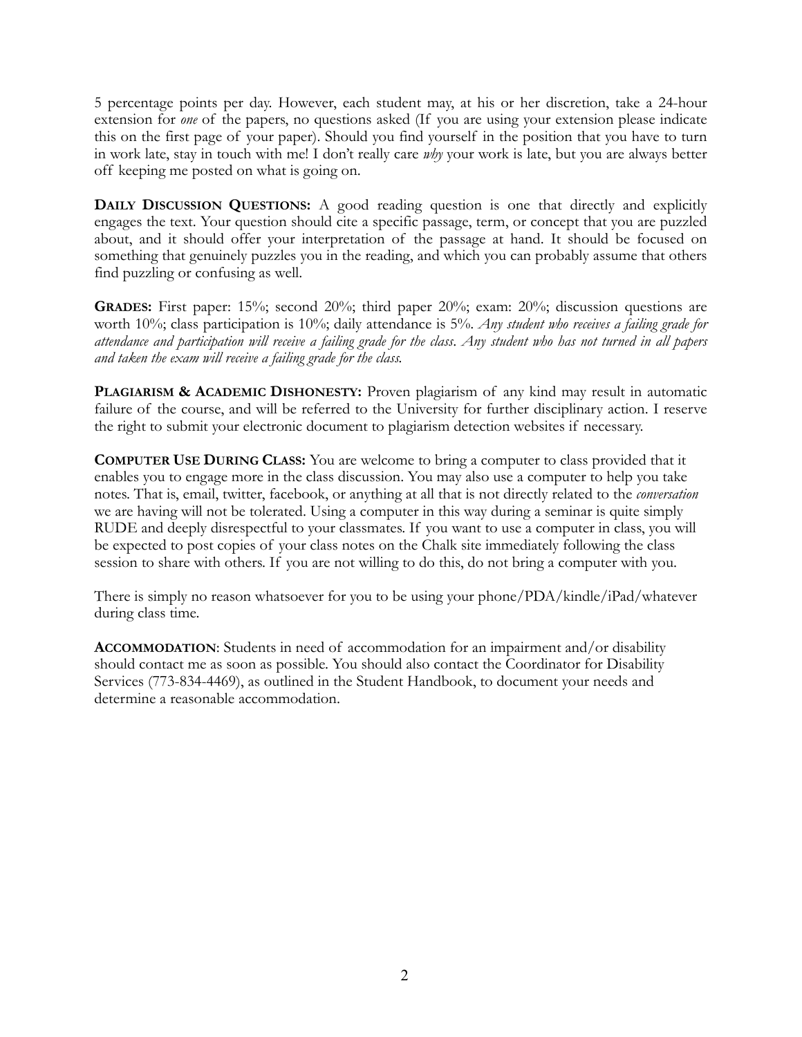5 percentage points per day. However, each student may, at his or her discretion, take a 24-hour extension for *one* of the papers, no questions asked (If you are using your extension please indicate this on the first page of your paper). Should you find yourself in the position that you have to turn in work late, stay in touch with me! I don't really care *why* your work is late, but you are always better off keeping me posted on what is going on.

**DAILY DISCUSSION QUESTIONS:** A good reading question is one that directly and explicitly engages the text. Your question should cite a specific passage, term, or concept that you are puzzled about, and it should offer your interpretation of the passage at hand. It should be focused on something that genuinely puzzles you in the reading, and which you can probably assume that others find puzzling or confusing as well.

**GRADES:** First paper: 15%; second 20%; third paper 20%; exam: 20%; discussion questions are worth 10%; class participation is 10%; daily attendance is 5%. *Any student who receives a failing grade for attendance and participation will receive a failing grade for the class. Any student who has not turned in all papers and taken the exam will receive a failing grade for the class.*

**PLAGIARISM & ACADEMIC DISHONESTY:** Proven plagiarism of any kind may result in automatic failure of the course, and will be referred to the University for further disciplinary action. I reserve the right to submit your electronic document to plagiarism detection websites if necessary.

**COMPUTER USE DURING CLASS:** You are welcome to bring a computer to class provided that it enables you to engage more in the class discussion. You may also use a computer to help you take notes. That is, email, twitter, facebook, or anything at all that is not directly related to the *conversation* we are having will not be tolerated. Using a computer in this way during a seminar is quite simply RUDE and deeply disrespectful to your classmates. If you want to use a computer in class, you will be expected to post copies of your class notes on the Chalk site immediately following the class session to share with others. If you are not willing to do this, do not bring a computer with you.

There is simply no reason whatsoever for you to be using your phone/PDA/kindle/iPad/whatever during class time.

**ACCOMMODATION**: Students in need of accommodation for an impairment and/or disability should contact me as soon as possible. You should also contact the Coordinator for Disability Services (773-834-4469), as outlined in the Student Handbook, to document your needs and determine a reasonable accommodation.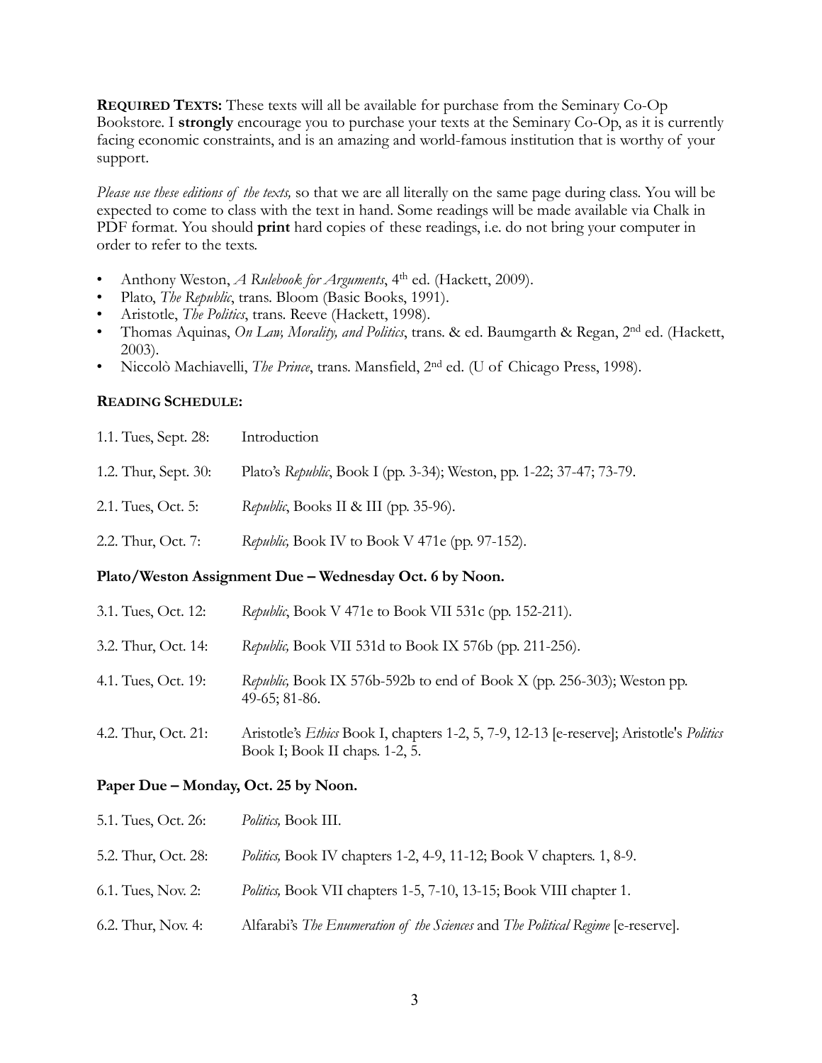**REQUIRED TEXTS:** These texts will all be available for purchase from the Seminary Co-Op Bookstore. I **strongly** encourage you to purchase your texts at the Seminary Co-Op, as it is currently facing economic constraints, and is an amazing and world-famous institution that is worthy of your support.

*Please use these editions of the texts,* so that we are all literally on the same page during class. You will be expected to come to class with the text in hand. Some readings will be made available via Chalk in PDF format. You should **print** hard copies of these readings, i.e. do not bring your computer in order to refer to the texts.

- Anthony Weston, *A Rulebook for Arguments*, 4th ed. (Hackett, 2009).
- Plato, *The Republic*, trans. Bloom (Basic Books, 1991).
- Aristotle, *The Politics*, trans. Reeve (Hackett, 1998).
- Thomas Aquinas, *On Law, Morality, and Politics*, trans. & ed. Baumgarth & Regan, 2nd ed. (Hackett, 2003).
- Niccolò Machiavelli, *The Prince*, trans. Mansfield, 2nd ed. (U of Chicago Press, 1998).

**READING SCHEDULE:**

1.1. Tues, Sept. 28: Introduction

1.2. Thur, Sept. 30: Plato's *Republic*, Book I (pp. 3-34); Weston, pp. 1-22; 37-47; 73-79.

2.1. Tues, Oct. 5: *Republic*, Books II & III (pp. 35-96).

2.2. Thur, Oct. 7: *Republic,* Book IV to Book V 471e (pp. 97-152).

**Plato/Weston Assignment Due – Wednesday Oct. 6 by Noon.**

3.1. Tues, Oct. 12: *Republic*, Book V 471e to Book VII 531c (pp. 152-211).

3.2. Thur, Oct. 14: *Republic,* Book VII 531d to Book IX 576b (pp. 211-256).

4.1. Tues, Oct. 19: *Republic,* Book IX 576b-592b to end of Book X (pp. 256-303); Weston pp. 49-65; 81-86.

4.2. Thur, Oct. 21: Aristotle's *Ethics* Book I, chapters 1-2, 5, 7-9, 12-13 [e-reserve]; Aristotle's *Politics* Book I; Book II chaps. 1-2, 5.

**Paper Due – Monday, Oct. 25 by Noon.**

5.1. Tues, Oct. 26: *Politics,* Book III.

5.2. Thur, Oct. 28: *Politics,* Book IV chapters 1-2, 4-9, 11-12; Book V chapters. 1, 8-9.

6.1. Tues, Nov. 2: *Politics,* Book VII chapters 1-5, 7-10, 13-15; Book VIII chapter 1.

6.2. Thur, Nov. 4: Alfarabi's *The Enumeration of the Sciences* and *The Political Regime* [e-reserve].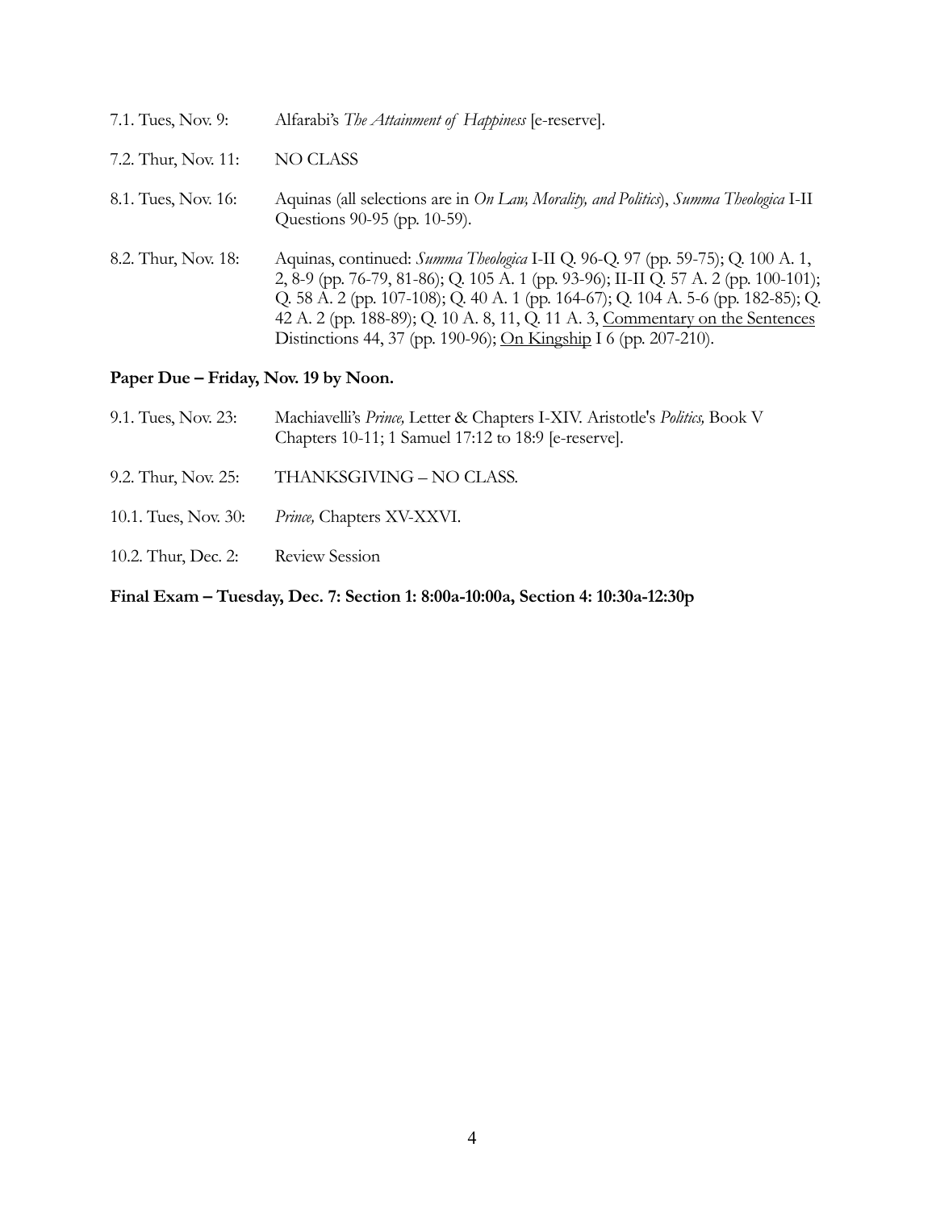7.1. Tues, Nov. 9: Alfarabi's *The Attainment of Happiness* [e-reserve].

7.2. Thur, Nov. 11: NO CLASS

8.1. Tues, Nov. 16: Aquinas (all selections are in *On Law, Morality, and Politics*), *Summa Theologica* I-II Questions 90-95 (pp. 10-59).

8.2. Thur, Nov. 18: Aquinas, continued: *Summa Theologica* I-II Q. 96-Q. 97 (pp. 59-75); Q. 100 A. 1, 2, 8-9 (pp. 76-79, 81-86); Q. 105 A. 1 (pp. 93-96); II-II Q. 57 A. 2 (pp. 100-101); Q. 58 A. 2 (pp. 107-108); Q. 40 A. 1 (pp. 164-67); Q. 104 A. 5-6 (pp. 182-85); Q. 42 A. 2 (pp. 188-89); Q. 10 A. 8, 11, Q. 11 A. 3, Commentary on the Sentences Distinctions 44, 37 (pp. 190-96); On Kingship I 6 (pp. 207-210).

**Paper Due – Friday, Nov. 19 by Noon.**

9.1. Tues, Nov. 23: Machiavelli's *Prince,* Letter & Chapters I-XIV. Aristotle's *Politics,* Book V Chapters 10-11; 1 Samuel 17:12 to 18:9 [e-reserve].

9.2. Thur, Nov. 25: THANKSGIVING – NO CLASS.

10.1. Tues, Nov. 30: *Prince,* Chapters XV-XXVI.

10.2. Thur, Dec. 2: Review Session

**Final Exam – Tuesday, Dec. 7: Section 1: 8:00a-10:00a, Section 4: 10:30a-12:30p**